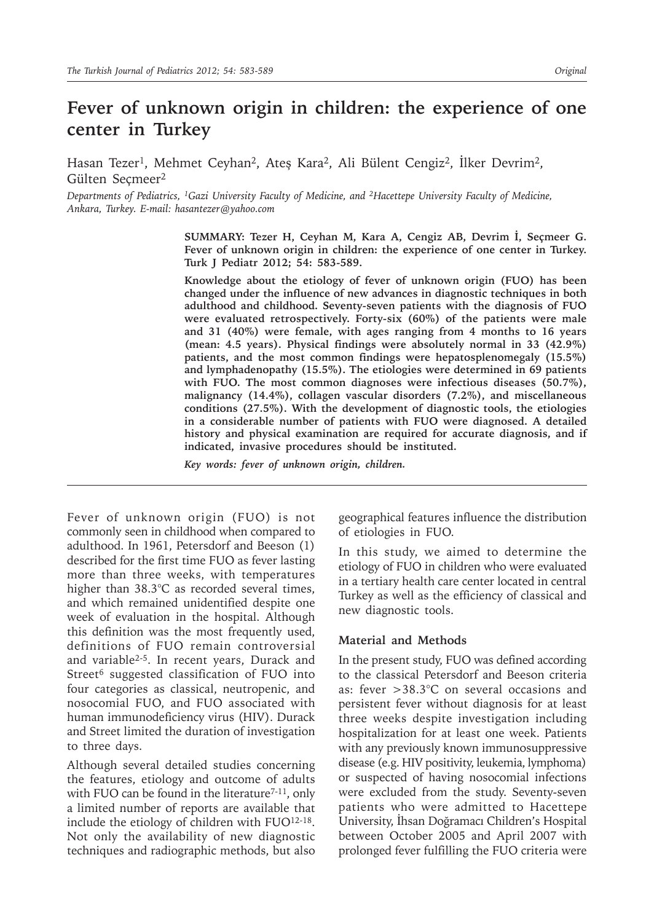# Fever of unknown origin in children: the experience of one center in Turkey

Hasan Tezer[1], Mehmet Ceyhan[2], Ateş Kara[2], Ali Bülent Cengiz[2], İlker Devrim[2], Gülten Seçmeer[2]

*Departments of Pediatrics, [1]Gazi University Faculty of Medicine, and [2]Hacettepe University Faculty of Medicine, Ankara, Turkey. E-mail: hasantezer@yahoo.com*

**SUMMARY: Tezer H, Ceyhan M, Kara A, Cengiz AB, Devrim İ, Seçmeer G. Fever of unknown origin in children: the experience of one center in Turkey. Turk J Pediatr 2012; 54: 583-589.**

**Knowledge about the etiology of fever of unknown origin (FUO) has been changed under the influence of new advances in diagnostic techniques in both adulthood and childhood. Seventy-seven patients with the diagnosis of FUO were evaluated retrospectively. Forty-six (60%) of the patients were male and 31 (40%) were female, with ages ranging from 4 months to 16 years (mean: 4.5 years). Physical findings were absolutely normal in 33 (42.9%) patients, and the most common findings were hepatosplenomegaly (15.5%) and lymphadenopathy (15.5%). The etiologies were determined in 69 patients with FUO. The most common diagnoses were infectious diseases (50.7%), malignancy (14.4%), collagen vascular disorders (7.2%), and miscellaneous conditions (27.5%). With the development of diagnostic tools, the etiologies in a considerable number of patients with FUO were diagnosed. A detailed history and physical examination are required for accurate diagnosis, and if indicated, invasive procedures should be instituted.**

***Key words: fever of unknown origin, children.***

Fever of unknown origin (FUO) is not commonly seen in childhood when compared to adulthood. In 1961, Petersdorf and Beeson (1) described for the first time FUO as fever lasting more than three weeks, with temperatures higher than 38.3°C as recorded several times, and which remained unidentified despite one week of evaluation in the hospital. Although this definition was the most frequently used, definitions of FUO remain controversial and variable[2-5]. In recent years, Durack and Street[6] suggested classification of FUO into four categories as classical, neutropenic, and nosocomial FUO, and FUO associated with human immunodeficiency virus (HIV). Durack and Street limited the duration of investigation to three days.

Although several detailed studies concerning the features, etiology and outcome of adults with FUO can be found in the literature[7-11], only a limited number of reports are available that include the etiology of children with FUO[12-18]. Not only the availability of new diagnostic techniques and radiographic methods, but also geographical features influence the distribution of etiologies in FUO.

In this study, we aimed to determine the etiology of FUO in children who were evaluated in a tertiary health care center located in central Turkey as well as the efficiency of classical and new diagnostic tools.

## Material and Methods

In the present study, FUO was defined according to the classical Petersdorf and Beeson criteria as: fever >38.3°C on several occasions and persistent fever without diagnosis for at least three weeks despite investigation including hospitalization for at least one week. Patients with any previously known immunosuppressive disease (e.g. HIV positivity, leukemia, lymphoma) or suspected of having nosocomial infections were excluded from the study. Seventy-seven patients who were admitted to Hacettepe University, İhsan Doğramacı Children's Hospital between October 2005 and April 2007 with prolonged fever fulfilling the FUO criteria were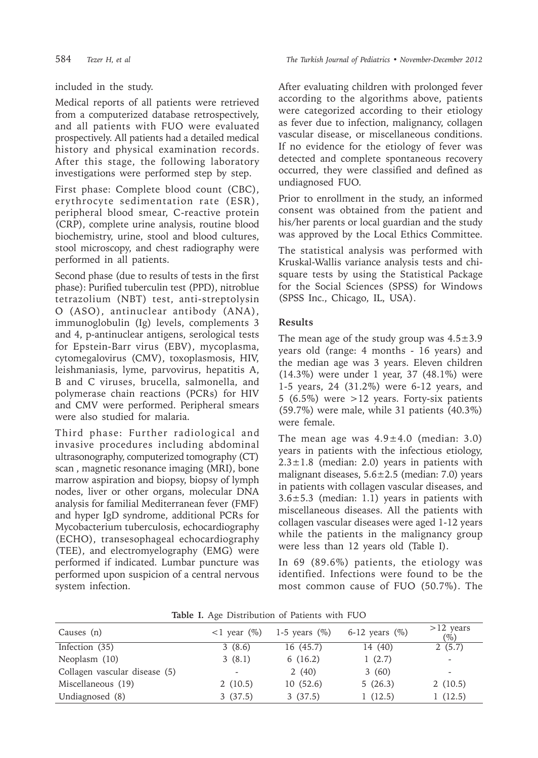included in the study.

Medical reports of all patients were retrieved from a computerized database retrospectively, and all patients with FUO were evaluated prospectively. All patients had a detailed medical history and physical examination records. After this stage, the following laboratory investigations were performed step by step.

First phase: Complete blood count (CBC), erythrocyte sedimentation rate (ESR), peripheral blood smear, C-reactive protein (CRP), complete urine analysis, routine blood biochemistry, urine, stool and blood cultures, stool microscopy, and chest radiography were performed in all patients.

Second phase (due to results of tests in the first phase): Purified tuberculin test (PPD), nitroblue tetrazolium (NBT) test, anti-streptolysin O (ASO), antinuclear antibody (ANA), immunoglobulin (Ig) levels, complements 3 and 4, p-antinuclear antigens, serological tests for Epstein-Barr virus (EBV), mycoplasma, cytomegalovirus (CMV), toxoplasmosis, HIV, leishmaniasis, lyme, parvovirus, hepatitis A, B and C viruses, brucella, salmonella, and polymerase chain reactions (PCRs) for HIV and CMV were performed. Peripheral smears were also studied for malaria.

Third phase: Further radiological and invasive procedures including abdominal ultrasonography, computerized tomography (CT) scan , magnetic resonance imaging (MRI), bone marrow aspiration and biopsy, biopsy of lymph nodes, liver or other organs, molecular DNA analysis for familial Mediterranean fever (FMF) and hyper IgD syndrome, additional PCRs for Mycobacterium tuberculosis, echocardiography (ECHO), transesophageal echocardiography (TEE), and electromyelography (EMG) were performed if indicated. Lumbar puncture was performed upon suspicion of a central nervous system infection.

After evaluating children with prolonged fever according to the algorithms above, patients were categorized according to their etiology as fever due to infection, malignancy, collagen vascular disease, or miscellaneous conditions. If no evidence for the etiology of fever was detected and complete spontaneous recovery occurred, they were classified and defined as undiagnosed FUO.

Prior to enrollment in the study, an informed consent was obtained from the patient and his/her parents or local guardian and the study was approved by the Local Ethics Committee.

The statistical analysis was performed with Kruskal-Wallis variance analysis tests and chi-square tests by using the Statistical Package for the Social Sciences (SPSS) for Windows (SPSS Inc., Chicago, IL, USA).

## Results

The mean age of the study group was $4.5\pm3.9$ years old (range: 4 months - 16 years) and the median age was 3 years. Eleven children (14.3%) were under 1 year, 37 (48.1%) were 1-5 years, 24 (31.2%) were 6-12 years, and 5 (6.5%) were >12 years. Forty-six patients (59.7%) were male, while 31 patients (40.3%) were female.

The mean age was $4.9\pm4.0$ (median: 3.0) years in patients with the infectious etiology, $2.3\pm1.8$ (median: 2.0) years in patients with malignant diseases, $5.6\pm2.5$ (median: 7.0) years in patients with collagen vascular diseases, and $3.6\pm5.3$ (median: 1.1) years in patients with miscellaneous diseases. All the patients with collagen vascular diseases were aged 1-12 years while the patients in the malignancy group were less than 12 years old (Table I).

In 69 (89.6%) patients, the etiology was identified. Infections were found to be the most common cause of FUO (50.7%). The

**Table I.** Age Distribution of Patients with FUO

| Causes (n) | <1 year (%) | 1-5 years (%) | 6-12 years (%) | >12 years (%) |
|---|---|---|---|---|
| Infection (35) | 3 (8.6) | 16 (45.7) | 14 (40) | 2 (5.7) |
| Neoplasm (10) | 3 (8.1) | 6 (16.2) | 1 (2.7) | - |
| Collagen vascular disease (5) | - | 2 (40) | 3 (60) | - |
| Miscellaneous (19) | 2 (10.5) | 10 (52.6) | 5 (26.3) | 2 (10.5) |
| Undiagnosed (8) | 3 (37.5) | 3 (37.5) | 1 (12.5) | 1 (12.5) |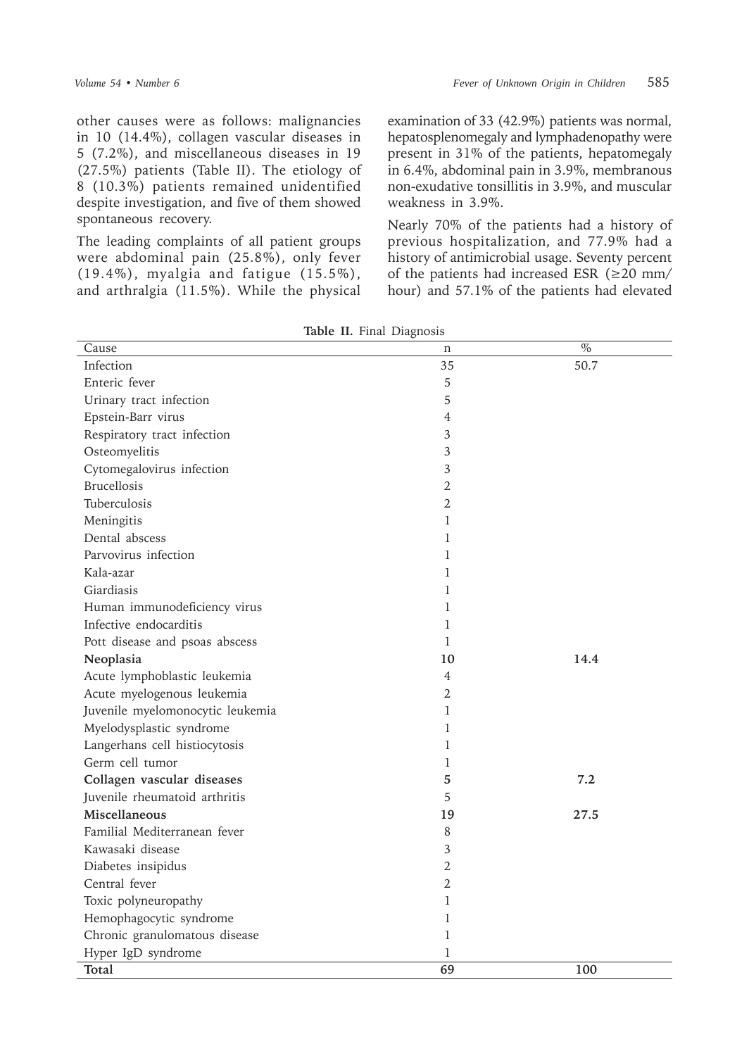other causes were as follows: malignancies in 10 (14.4%), collagen vascular diseases in 5 (7.2%), and miscellaneous diseases in 19 (27.5%) patients (Table II). The etiology of 8 (10.3%) patients remained unidentified despite investigation, and five of them showed spontaneous recovery.

The leading complaints of all patient groups were abdominal pain (25.8%), only fever (19.4%), myalgia and fatigue (15.5%), and arthralgia (11.5%). While the physical examination of 33 (42.9%) patients was normal, hepatosplenomegaly and lymphadenopathy were present in 31% of the patients, hepatomegaly in 6.4%, abdominal pain in 3.9%, membranous non-exudative tonsillitis in 3.9%, and muscular weakness in 3.9%.

Nearly 70% of the patients had a history of previous hospitalization, and 77.9% had a history of antimicrobial usage. Seventy percent of the patients had increased ESR (≥20 mm/hour) and 57.1% of the patients had elevated

**Table II.** Final Diagnosis

| Cause | n | % |
|---|---|---|
| Infection | 35 | 50.7 |
| Enteric fever | 5 | |
| Urinary tract infection | 5 | |
| Epstein-Barr virus | 4 | |
| Respiratory tract infection | 3 | |
| Osteomyelitis | 3 | |
| Cytomegalovirus infection | 3 | |
| Brucellosis | 2 | |
| Tuberculosis | 2 | |
| Meningitis | 1 | |
| Dental abscess | 1 | |
| Parvovirus infection | 1 | |
| Kala-azar | 1 | |
| Giardiasis | 1 | |
| Human immunodeficiency virus | 1 | |
| Infective endocarditis | 1 | |
| Pott disease and psoas abscess | 1 | |
| **Neoplasia** | **10** | **14.4** |
| Acute lymphoblastic leukemia | 4 | |
| Acute myelogenous leukemia | 2 | |
| Juvenile myelomonocytic leukemia | 1 | |
| Myelodysplastic syndrome | 1 | |
| Langerhans cell histiocytosis | 1 | |
| Germ cell tumor | 1 | |
| **Collagen vascular diseases** | **5** | **7.2** |
| Juvenile rheumatoid arthritis | 5 | |
| **Miscellaneous** | **19** | **27.5** |
| Familial Mediterranean fever | 8 | |
| Kawasaki disease | 3 | |
| Diabetes insipidus | 2 | |
| Central fever | 2 | |
| Toxic polyneuropathy | 1 | |
| Hemophagocytic syndrome | 1 | |
| Chronic granulomatous disease | 1 | |
| Hyper IgD syndrome | 1 | |
| **Total** | **69** | **100** |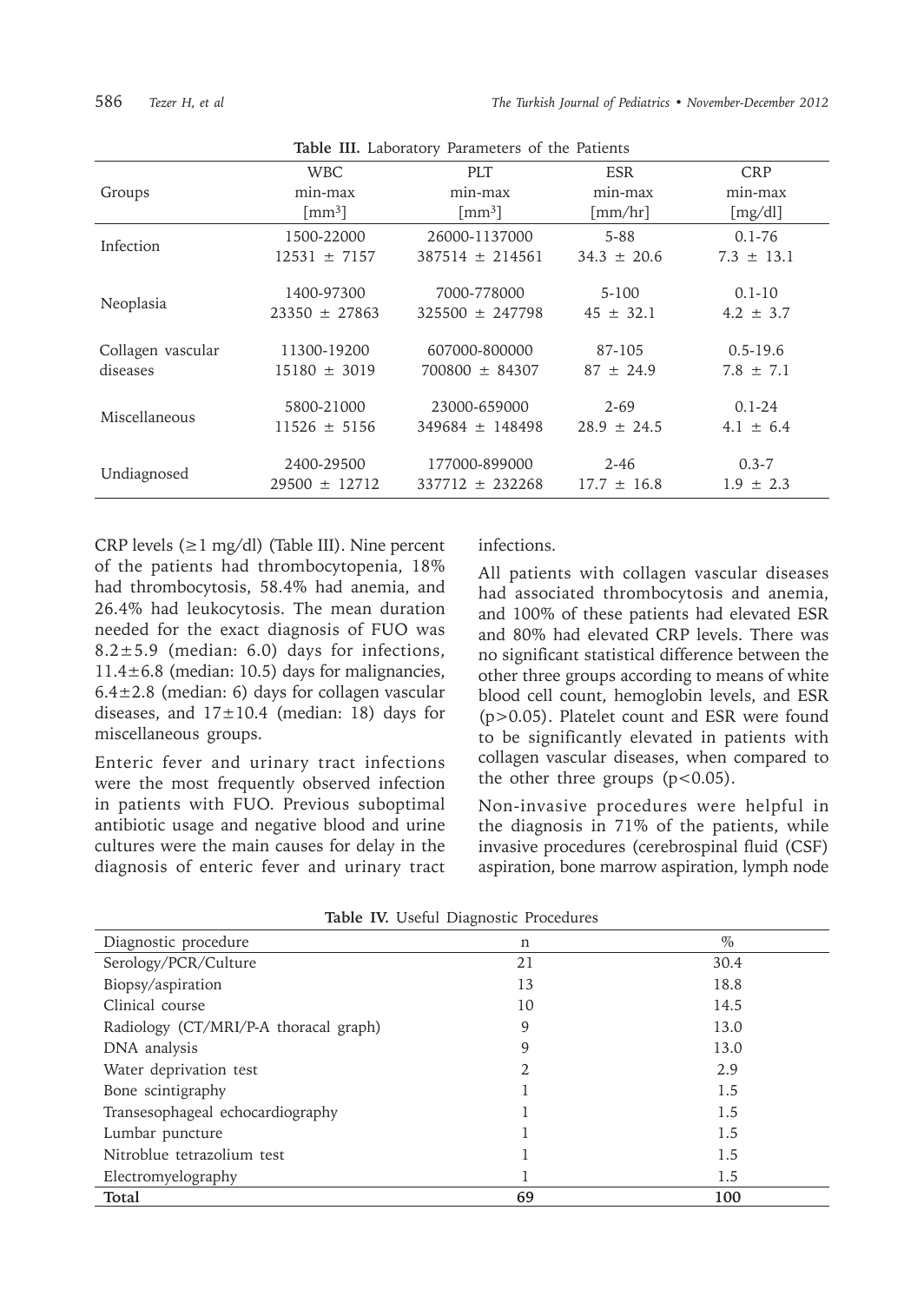**Table III.** Laboratory Parameters of the Patients

| Groups | WBC min-max [mm³] | PLT min-max [mm³] | ESR min-max [mm/hr] | CRP min-max [mg/dl] |
|---|---|---|---|---|
| Infection | 1500-22000<br>12531 ± 7157 | 26000-1137000<br>387514 ± 214561 | 5-88<br>34.3 ± 20.6 | 0.1-76<br>7.3 ± 13.1 |
| Neoplasia | 1400-97300<br>23350 ± 27863 | 7000-778000<br>325500 ± 247798 | 5-100<br>45 ± 32.1 | 0.1-10<br>4.2 ± 3.7 |
| Collagen vascular diseases | 11300-19200<br>15180 ± 3019 | 607000-800000<br>700800 ± 84307 | 87-105<br>87 ± 24.9 | 0.5-19.6<br>7.8 ± 7.1 |
| Miscellaneous | 5800-21000<br>11526 ± 5156 | 23000-659000<br>349684 ± 148498 | 2-69<br>28.9 ± 24.5 | 0.1-24<br>4.1 ± 6.4 |
| Undiagnosed | 2400-29500<br>29500 ± 12712 | 177000-899000<br>337712 ± 232268 | 2-46<br>17.7 ± 16.8 | 0.3-7<br>1.9 ± 2.3 |

CRP levels (≥1 mg/dl) (Table III). Nine percent of the patients had thrombocytopenia, 18% had thrombocytosis, 58.4% had anemia, and 26.4% had leukocytosis. The mean duration needed for the exact diagnosis of FUO was 8.2±5.9 (median: 6.0) days for infections, 11.4±6.8 (median: 10.5) days for malignancies, 6.4±2.8 (median: 6) days for collagen vascular diseases, and 17±10.4 (median: 18) days for miscellaneous groups.

Enteric fever and urinary tract infections were the most frequently observed infection in patients with FUO. Previous suboptimal antibiotic usage and negative blood and urine cultures were the main causes for delay in the diagnosis of enteric fever and urinary tract infections.

All patients with collagen vascular diseases had associated thrombocytosis and anemia, and 100% of these patients had elevated ESR and 80% had elevated CRP levels. There was no significant statistical difference between the other three groups according to means of white blood cell count, hemoglobin levels, and ESR ($p>0.05$). Platelet count and ESR were found to be significantly elevated in patients with collagen vascular diseases, when compared to the other three groups ($p<0.05$).

Non-invasive procedures were helpful in the diagnosis in 71% of the patients, while invasive procedures (cerebrospinal fluid (CSF) aspiration, bone marrow aspiration, lymph node

**Table IV.** Useful Diagnostic Procedures

| Diagnostic procedure | n | % |
|---|---|---|
| Serology/PCR/Culture | 21 | 30.4 |
| Biopsy/aspiration | 13 | 18.8 |
| Clinical course | 10 | 14.5 |
| Radiology (CT/MRI/P-A thoracal graph) | 9 | 13.0 |
| DNA analysis | 9 | 13.0 |
| Water deprivation test | 2 | 2.9 |
| Bone scintigraphy | 1 | 1.5 |
| Transesophageal echocardiography | 1 | 1.5 |
| Lumbar puncture | 1 | 1.5 |
| Nitroblue tetrazolium test | 1 | 1.5 |
| Electromyelography | 1 | 1.5 |
| **Total** | **69** | **100** |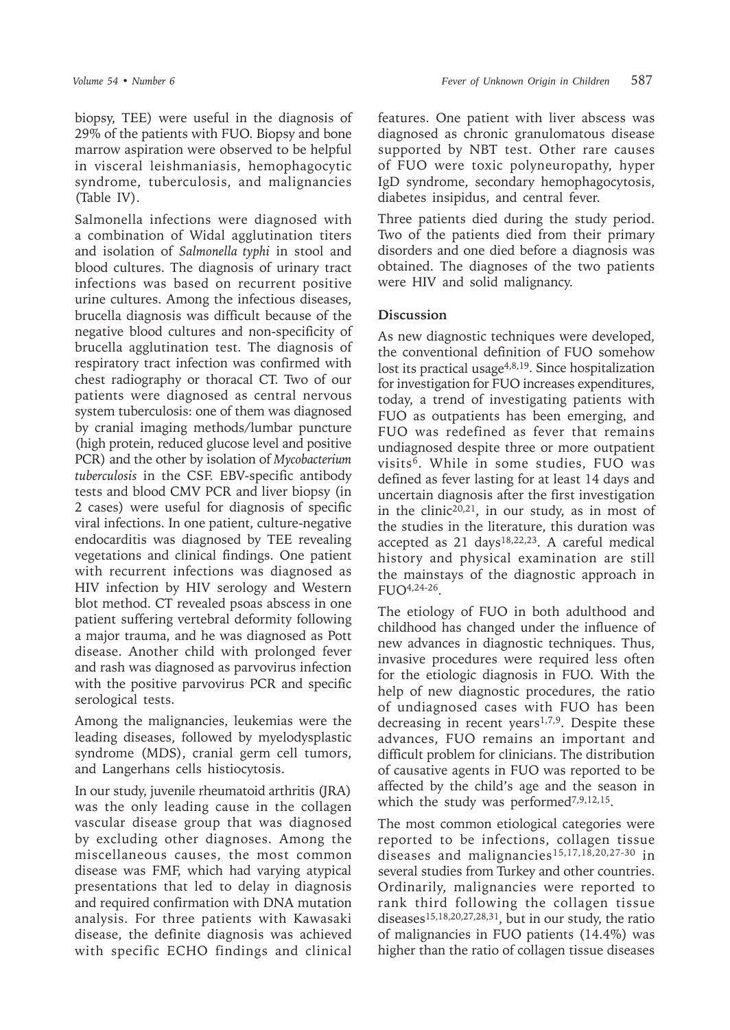biopsy, TEE) were useful in the diagnosis of 29% of the patients with FUO. Biopsy and bone marrow aspiration were observed to be helpful in visceral leishmaniasis, hemophagocytic syndrome, tuberculosis, and malignancies (Table IV).

Salmonella infections were diagnosed with a combination of Widal agglutination titers and isolation of *Salmonella typhi* in stool and blood cultures. The diagnosis of urinary tract infections was based on recurrent positive urine cultures. Among the infectious diseases, brucella diagnosis was difficult because of the negative blood cultures and non-specificity of brucella agglutination test. The diagnosis of respiratory tract infection was confirmed with chest radiography or thoracal CT. Two of our patients were diagnosed as central nervous system tuberculosis: one of them was diagnosed by cranial imaging methods/lumbar puncture (high protein, reduced glucose level and positive PCR) and the other by isolation of *Mycobacterium tuberculosis* in the CSF. EBV-specific antibody tests and blood CMV PCR and liver biopsy (in 2 cases) were useful for diagnosis of specific viral infections. In one patient, culture-negative endocarditis was diagnosed by TEE revealing vegetations and clinical findings. One patient with recurrent infections was diagnosed as HIV infection by HIV serology and Western blot method. CT revealed psoas abscess in one patient suffering vertebral deformity following a major trauma, and he was diagnosed as Pott disease. Another child with prolonged fever and rash was diagnosed as parvovirus infection with the positive parvovirus PCR and specific serological tests.

Among the malignancies, leukemias were the leading diseases, followed by myelodysplastic syndrome (MDS), cranial germ cell tumors, and Langerhans cells histiocytosis.

In our study, juvenile rheumatoid arthritis (JRA) was the only leading cause in the collagen vascular disease group that was diagnosed by excluding other diagnoses. Among the miscellaneous causes, the most common disease was FMF, which had varying atypical presentations that led to delay in diagnosis and required confirmation with DNA mutation analysis. For three patients with Kawasaki disease, the definite diagnosis was achieved with specific ECHO findings and clinical features. One patient with liver abscess was diagnosed as chronic granulomatous disease supported by NBT test. Other rare causes of FUO were toxic polyneuropathy, hyper IgD syndrome, secondary hemophagocytosis, diabetes insipidus, and central fever.

Three patients died during the study period. Two of the patients died from their primary disorders and one died before a diagnosis was obtained. The diagnoses of the two patients were HIV and solid malignancy.

## Discussion

As new diagnostic techniques were developed, the conventional definition of FUO somehow lost its practical usage[4,8,19]. Since hospitalization for investigation for FUO increases expenditures, today, a trend of investigating patients with FUO as outpatients has been emerging, and FUO was redefined as fever that remains undiagnosed despite three or more outpatient visits[6]. While in some studies, FUO was defined as fever lasting for at least 14 days and uncertain diagnosis after the first investigation in the clinic[20,21], in our study, as in most of the studies in the literature, this duration was accepted as 21 days[18,22,23]. A careful medical history and physical examination are still the mainstays of the diagnostic approach in FUO[4,24-26].

The etiology of FUO in both adulthood and childhood has changed under the influence of new advances in diagnostic techniques. Thus, invasive procedures were required less often for the etiologic diagnosis in FUO. With the help of new diagnostic procedures, the ratio of undiagnosed cases with FUO has been decreasing in recent years[1,7,9]. Despite these advances, FUO remains an important and difficult problem for clinicians. The distribution of causative agents in FUO was reported to be affected by the child's age and the season in which the study was performed[7,9,12,15].

The most common etiological categories were reported to be infections, collagen tissue diseases and malignancies[15,17,18,20,27-30] in several studies from Turkey and other countries. Ordinarily, malignancies were reported to rank third following the collagen tissue diseases[15,18,20,27,28,31], but in our study, the ratio of malignancies in FUO patients (14.4%) was higher than the ratio of collagen tissue diseases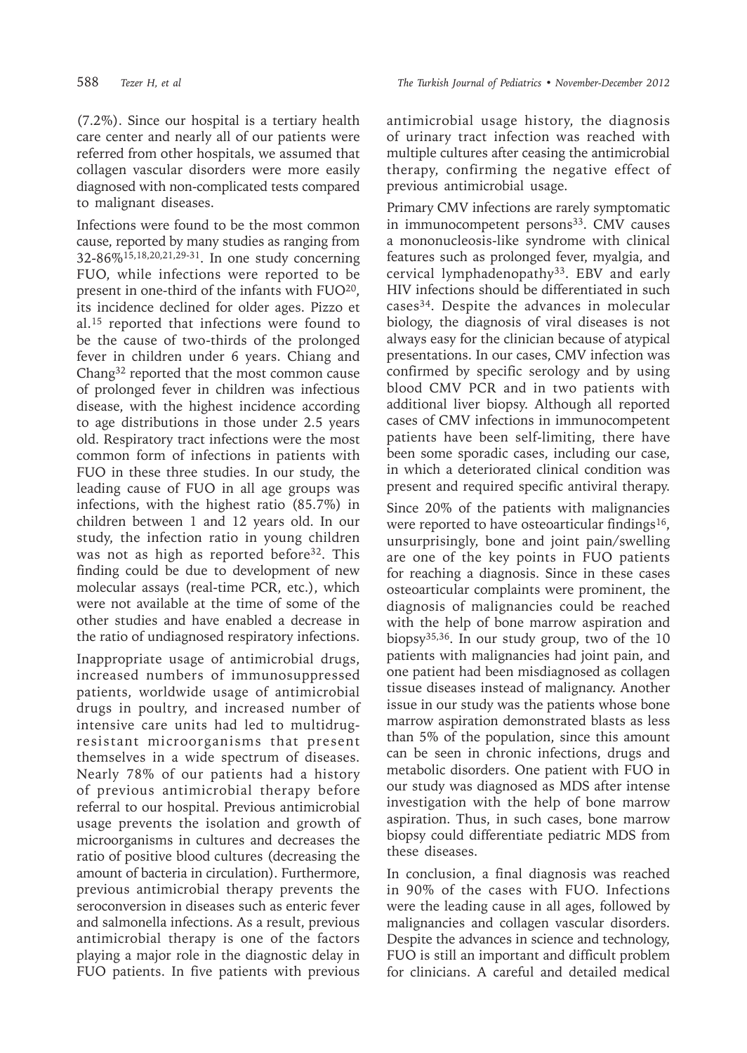(7.2%). Since our hospital is a tertiary health care center and nearly all of our patients were referred from other hospitals, we assumed that collagen vascular disorders were more easily diagnosed with non-complicated tests compared to malignant diseases.

Infections were found to be the most common cause, reported by many studies as ranging from 32-86%[15,18,20,21,29-31]. In one study concerning FUO, while infections were reported to be present in one-third of the infants with FUO[20], its incidence declined for older ages. Pizzo et al.[15] reported that infections were found to be the cause of two-thirds of the prolonged fever in children under 6 years. Chiang and Chang[32] reported that the most common cause of prolonged fever in children was infectious disease, with the highest incidence according to age distributions in those under 2.5 years old. Respiratory tract infections were the most common form of infections in patients with FUO in these three studies. In our study, the leading cause of FUO in all age groups was infections, with the highest ratio (85.7%) in children between 1 and 12 years old. In our study, the infection ratio in young children was not as high as reported before[32]. This finding could be due to development of new molecular assays (real-time PCR, etc.), which were not available at the time of some of the other studies and have enabled a decrease in the ratio of undiagnosed respiratory infections.

Inappropriate usage of antimicrobial drugs, increased numbers of immunosuppressed patients, worldwide usage of antimicrobial drugs in poultry, and increased number of intensive care units had led to multidrug-resistant microorganisms that present themselves in a wide spectrum of diseases. Nearly 78% of our patients had a history of previous antimicrobial therapy before referral to our hospital. Previous antimicrobial usage prevents the isolation and growth of microorganisms in cultures and decreases the ratio of positive blood cultures (decreasing the amount of bacteria in circulation). Furthermore, previous antimicrobial therapy prevents the seroconversion in diseases such as enteric fever and salmonella infections. As a result, previous antimicrobial therapy is one of the factors playing a major role in the diagnostic delay in FUO patients. In five patients with previous antimicrobial usage history, the diagnosis of urinary tract infection was reached with multiple cultures after ceasing the antimicrobial therapy, confirming the negative effect of previous antimicrobial usage.

Primary CMV infections are rarely symptomatic in immunocompetent persons[33]. CMV causes a mononucleosis-like syndrome with clinical features such as prolonged fever, myalgia, and cervical lymphadenopathy[33]. EBV and early HIV infections should be differentiated in such cases[34]. Despite the advances in molecular biology, the diagnosis of viral diseases is not always easy for the clinician because of atypical presentations. In our cases, CMV infection was confirmed by specific serology and by using blood CMV PCR and in two patients with additional liver biopsy. Although all reported cases of CMV infections in immunocompetent patients have been self-limiting, there have been some sporadic cases, including our case, in which a deteriorated clinical condition was present and required specific antiviral therapy.

Since 20% of the patients with malignancies were reported to have osteoarticular findings[16], unsurprisingly, bone and joint pain/swelling are one of the key points in FUO patients for reaching a diagnosis. Since in these cases osteoarticular complaints were prominent, the diagnosis of malignancies could be reached with the help of bone marrow aspiration and biopsy[35,36]. In our study group, two of the 10 patients with malignancies had joint pain, and one patient had been misdiagnosed as collagen tissue diseases instead of malignancy. Another issue in our study was the patients whose bone marrow aspiration demonstrated blasts as less than 5% of the population, since this amount can be seen in chronic infections, drugs and metabolic disorders. One patient with FUO in our study was diagnosed as MDS after intense investigation with the help of bone marrow aspiration. Thus, in such cases, bone marrow biopsy could differentiate pediatric MDS from these diseases.

In conclusion, a final diagnosis was reached in 90% of the cases with FUO. Infections were the leading cause in all ages, followed by malignancies and collagen vascular disorders. Despite the advances in science and technology, FUO is still an important and difficult problem for clinicians. A careful and detailed medical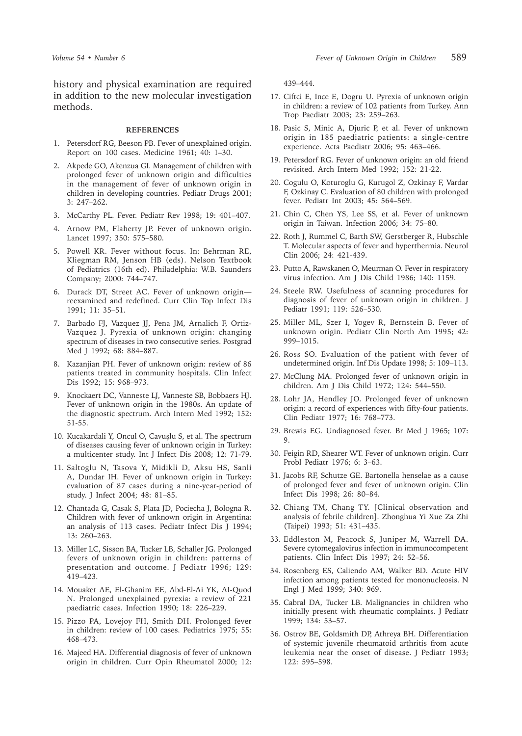history and physical examination are required in addition to the new molecular investigation methods.

## REFERENCES

1. Petersdorf RG, Beeson PB. Fever of unexplained origin. Report on 100 cases. Medicine 1961; 40: 1–30.
2. Akpede GO, Akenzua GI. Management of children with prolonged fever of unknown origin and difficulties in the management of fever of unknown origin in children in developing countries. Pediatr Drugs 2001; 3: 247–262.
3. McCarthy PL. Fever. Pediatr Rev 1998; 19: 401–407.
4. Arnow PM, Flaherty JP. Fever of unknown origin. Lancet 1997; 350: 575–580.
5. Powell KR. Fever without focus. In: Behrman RE, Kliegman RM, Jenson HB (eds). Nelson Textbook of Pediatrics (16th ed). Philadelphia: W.B. Saunders Company; 2000: 744–747.
6. Durack DT, Street AC. Fever of unknown origin—reexamined and redefined. Curr Clin Top Infect Dis 1991; 11: 35–51.
7. Barbado FJ, Vazquez JJ, Pena JM, Arnalich F, Ortiz-Vazquez J. Pyrexia of unknown origin: changing spectrum of diseases in two consecutive series. Postgrad Med J 1992; 68: 884–887.
8. Kazanjian PH. Fever of unknown origin: review of 86 patients treated in community hospitals. Clin Infect Dis 1992; 15: 968–973.
9. Knockaert DC, Vanneste LJ, Vanneste SB, Bobbaers HJ. Fever of unknown origin in the 1980s. An update of the diagnostic spectrum. Arch Intern Med 1992; 152: 51-55.
10. Kucakardali Y, Oncul O, Cavuşlu S, et al. The spectrum of diseases causing fever of unknown origin in Turkey: a multicenter study. Int J Infect Dis 2008; 12: 71-79.
11. Saltoglu N, Tasova Y, Midikli D, Aksu HS, Sanli A, Dundar IH. Fever of unknown origin in Turkey: evaluation of 87 cases during a nine-year-period of study. J Infect 2004; 48: 81–85.
12. Chantada G, Casak S, Plata JD, Pociecha J, Bologna R. Children with fever of unknown origin in Argentina: an analysis of 113 cases. Pediatr Infect Dis J 1994; 13: 260–263.
13. Miller LC, Sisson BA, Tucker LB, Schaller JG. Prolonged fevers of unknown origin in children: patterns of presentation and outcome. J Pediatr 1996; 129: 419–423.
14. Mouaket AE, El-Ghanim EE, Abd-El-Ai YK, AI-Quod N. Prolonged unexplained pyrexia: a review of 221 paediatric cases. Infection 1990; 18: 226–229.
15. Pizzo PA, Lovejoy FH, Smith DH. Prolonged fever in children: review of 100 cases. Pediatrics 1975; 55: 468–473.
16. Majeed HA. Differential diagnosis of fever of unknown origin in children. Curr Opin Rheumatol 2000; 12: 439–444.
17. Ciftci E, Ince E, Dogru U. Pyrexia of unknown origin in children: a review of 102 patients from Turkey. Ann Trop Paediatr 2003; 23: 259–263.
18. Pasic S, Minic A, Djuric P, et al. Fever of unknown origin in 185 paediatric patients: a single-centre experience. Acta Paediatr 2006; 95: 463–466.
19. Petersdorf RG. Fever of unknown origin: an old friend revisited. Arch Intern Med 1992; 152: 21-22.
20. Cogulu O, Koturoglu G, Kurugol Z, Ozkinay F, Vardar F, Ozkinay C. Evaluation of 80 children with prolonged fever. Pediatr Int 2003; 45: 564–569.
21. Chin C, Chen YS, Lee SS, et al. Fever of unknown origin in Taiwan. Infection 2006; 34: 75–80.
22. Roth J, Rummel C, Barth SW, Gerstberger R, Hubschle T. Molecular aspects of fever and hyperthermia. Neurol Clin 2006; 24: 421-439.
23. Putto A, Rawskanen O, Meurman O. Fever in respiratory virus infection. Am J Dis Child 1986; 140: 1159.
24. Steele RW. Usefulness of scanning procedures for diagnosis of fever of unknown origin in children. J Pediatr 1991; 119: 526–530.
25. Miller ML, Szer I, Yogev R, Bernstein B. Fever of unknown origin. Pediatr Clin North Am 1995; 42: 999–1015.
26. Ross SO. Evaluation of the patient with fever of undetermined origin. Inf Dis Update 1998; 5: 109–113.
27. McClung MA. Prolonged fever of unknown origin in children. Am J Dis Child 1972; 124: 544–550.
28. Lohr JA, Hendley JO. Prolonged fever of unknown origin: a record of experiences with fifty-four patients. Clin Pediatr 1977; 16: 768–773.
29. Brewis EG. Undiagnosed fever. Br Med J 1965; 107: 9.
30. Feigin RD, Shearer WT. Fever of unknown origin. Curr Probl Pediatr 1976; 6: 3–63.
31. Jacobs RF, Schutze GE. Bartonella henselae as a cause of prolonged fever and fever of unknown origin. Clin Infect Dis 1998; 26: 80–84.
32. Chiang TM, Chang TY. [Clinical observation and analysis of febrile children]. Zhonghua Yi Xue Za Zhi (Taipei) 1993; 51: 431–435.
33. Eddleston M, Peacock S, Juniper M, Warrell DA. Severe cytomegalovirus infection in immunocompetent patients. Clin Infect Dis 1997; 24: 52–56.
34. Rosenberg ES, Caliendo AM, Walker BD. Acute HIV infection among patients tested for mononucleosis. N Engl J Med 1999; 340: 969.
35. Cabral DA, Tucker LB. Malignancies in children who initially present with rheumatic complaints. J Pediatr 1999; 134: 53–57.
36. Ostrov BE, Goldsmith DP, Athreya BH. Differentiation of systemic juvenile rheumatoid arthritis from acute leukemia near the onset of disease. J Pediatr 1993; 122: 595–598.